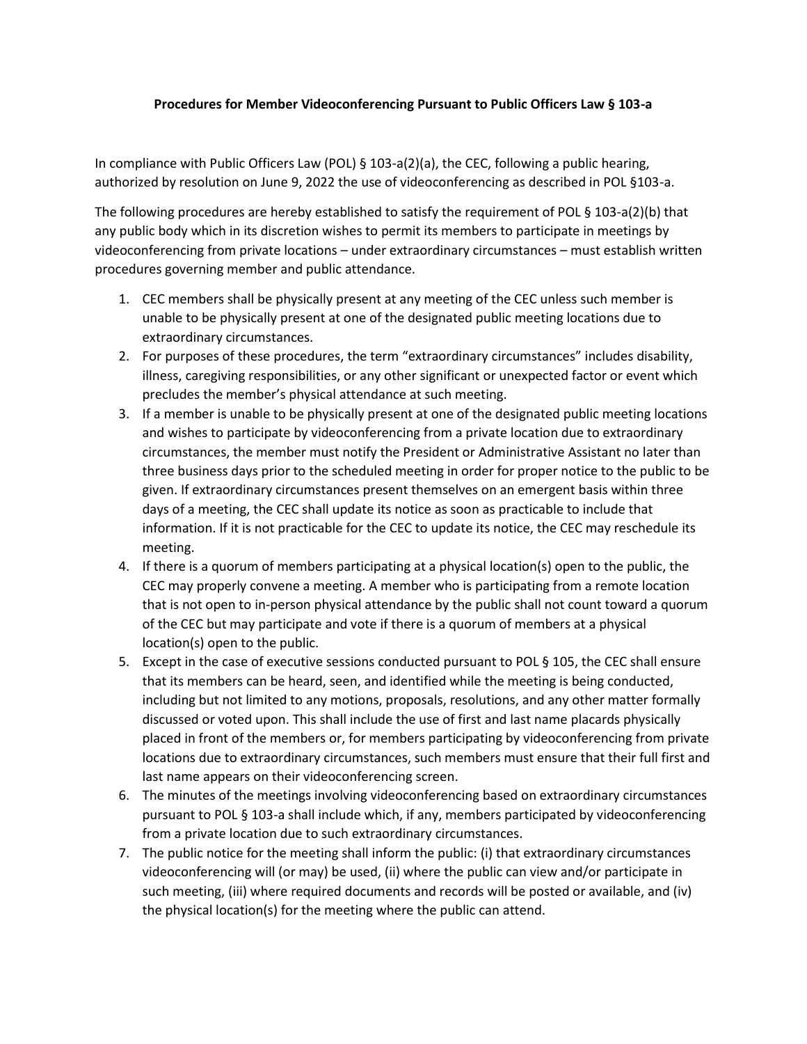**Procedures for Member Videoconferencing Pursuant to Public Officers Law § 103-a**

In compliance with Public Officers Law (POL) § 103-a(2)(a), the CEC, following a public hearing, authorized by resolution on June 9, 2022 the use of videoconferencing as described in POL §103-a.

The following procedures are hereby established to satisfy the requirement of POL § 103-a(2)(b) that any public body which in its discretion wishes to permit its members to participate in meetings by videoconferencing from private locations – under extraordinary circumstances – must establish written procedures governing member and public attendance.

1. CEC members shall be physically present at any meeting of the CEC unless such member is unable to be physically present at one of the designated public meeting locations due to extraordinary circumstances.
2. For purposes of these procedures, the term "extraordinary circumstances" includes disability, illness, caregiving responsibilities, or any other significant or unexpected factor or event which precludes the member's physical attendance at such meeting.
3. If a member is unable to be physically present at one of the designated public meeting locations and wishes to participate by videoconferencing from a private location due to extraordinary circumstances, the member must notify the President or Administrative Assistant no later than three business days prior to the scheduled meeting in order for proper notice to the public to be given. If extraordinary circumstances present themselves on an emergent basis within three days of a meeting, the CEC shall update its notice as soon as practicable to include that information. If it is not practicable for the CEC to update its notice, the CEC may reschedule its meeting.
4. If there is a quorum of members participating at a physical location(s) open to the public, the CEC may properly convene a meeting. A member who is participating from a remote location that is not open to in-person physical attendance by the public shall not count toward a quorum of the CEC but may participate and vote if there is a quorum of members at a physical location(s) open to the public.
5. Except in the case of executive sessions conducted pursuant to POL § 105, the CEC shall ensure that its members can be heard, seen, and identified while the meeting is being conducted, including but not limited to any motions, proposals, resolutions, and any other matter formally discussed or voted upon. This shall include the use of first and last name placards physically placed in front of the members or, for members participating by videoconferencing from private locations due to extraordinary circumstances, such members must ensure that their full first and last name appears on their videoconferencing screen.
6. The minutes of the meetings involving videoconferencing based on extraordinary circumstances pursuant to POL § 103-a shall include which, if any, members participated by videoconferencing from a private location due to such extraordinary circumstances.
7. The public notice for the meeting shall inform the public: (i) that extraordinary circumstances videoconferencing will (or may) be used, (ii) where the public can view and/or participate in such meeting, (iii) where required documents and records will be posted or available, and (iv) the physical location(s) for the meeting where the public can attend.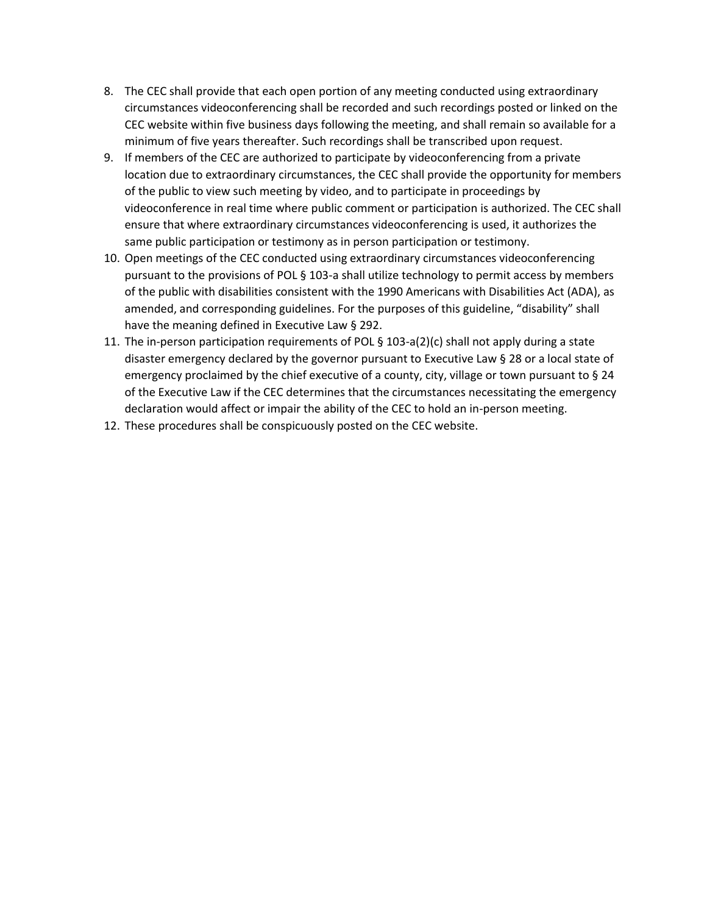8. The CEC shall provide that each open portion of any meeting conducted using extraordinary circumstances videoconferencing shall be recorded and such recordings posted or linked on the CEC website within five business days following the meeting, and shall remain so available for a minimum of five years thereafter. Such recordings shall be transcribed upon request.
9. If members of the CEC are authorized to participate by videoconferencing from a private location due to extraordinary circumstances, the CEC shall provide the opportunity for members of the public to view such meeting by video, and to participate in proceedings by videoconference in real time where public comment or participation is authorized. The CEC shall ensure that where extraordinary circumstances videoconferencing is used, it authorizes the same public participation or testimony as in person participation or testimony.
10. Open meetings of the CEC conducted using extraordinary circumstances videoconferencing pursuant to the provisions of POL § 103-a shall utilize technology to permit access by members of the public with disabilities consistent with the 1990 Americans with Disabilities Act (ADA), as amended, and corresponding guidelines. For the purposes of this guideline, "disability" shall have the meaning defined in Executive Law § 292.
11. The in-person participation requirements of POL § 103-a(2)(c) shall not apply during a state disaster emergency declared by the governor pursuant to Executive Law § 28 or a local state of emergency proclaimed by the chief executive of a county, city, village or town pursuant to § 24 of the Executive Law if the CEC determines that the circumstances necessitating the emergency declaration would affect or impair the ability of the CEC to hold an in-person meeting.
12. These procedures shall be conspicuously posted on the CEC website.